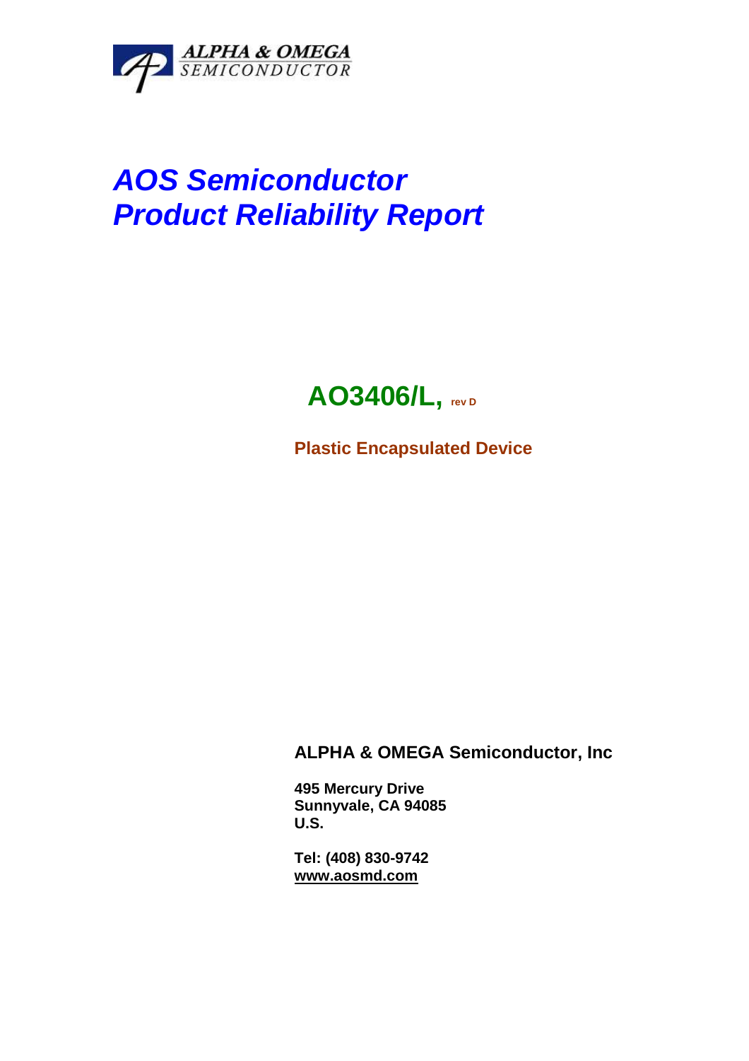ALPHA & OMEGA
SEMICONDUCTOR

# AOS Semiconductor
# Product Reliability Report

## AO3406/L, rev D

**Plastic Encapsulated Device**

**ALPHA & OMEGA Semiconductor, Inc**

**495 Mercury Drive**
**Sunnyvale, CA 94085**
**U.S.**

**Tel: (408) 830-9742**
**www.aosmd.com**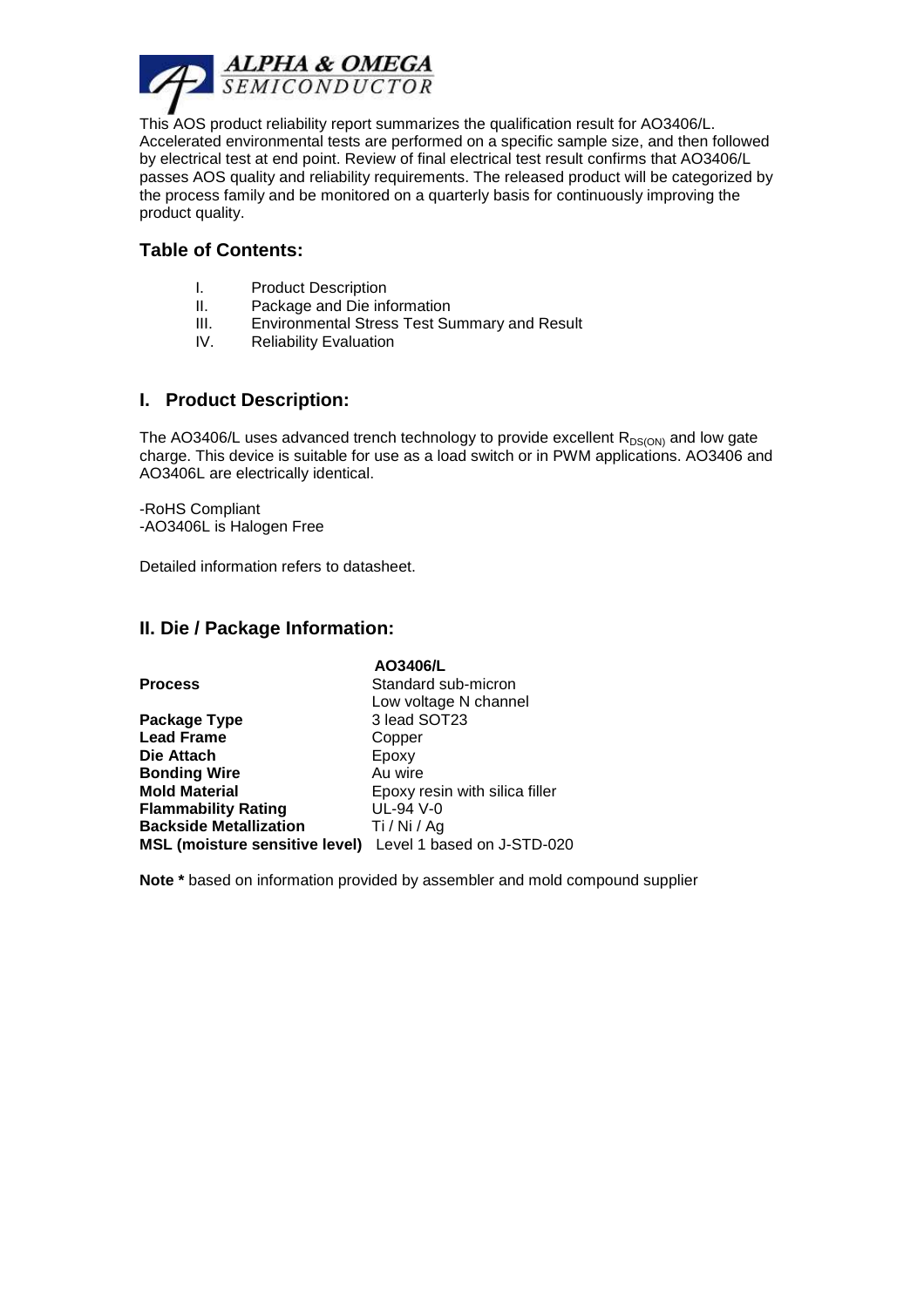This AOS product reliability report summarizes the qualification result for AO3406/L. Accelerated environmental tests are performed on a specific sample size, and then followed by electrical test at end point. Review of final electrical test result confirms that AO3406/L passes AOS quality and reliability requirements. The released product will be categorized by the process family and be monitored on a quarterly basis for continuously improving the product quality.

## Table of Contents:

I. Product Description
II. Package and Die information
III. Environmental Stress Test Summary and Result
IV. Reliability Evaluation

## I. Product Description:

The AO3406/L uses advanced trench technology to provide excellent $R_{DS(ON)}$ and low gate charge. This device is suitable for use as a load switch or in PWM applications. AO3406 and AO3406L are electrically identical.

-RoHS Compliant
-AO3406L is Halogen Free

Detailed information refers to datasheet.

## II. Die / Package Information:

| | AO3406/L |
|---|---|
| **Process** | Standard sub-micron<br>Low voltage N channel |
| **Package Type** | 3 lead SOT23 |
| **Lead Frame** | Copper |
| **Die Attach** | Epoxy |
| **Bonding Wire** | Au wire |
| **Mold Material** | Epoxy resin with silica filler |
| **Flammability Rating** | UL-94 V-0 |
| **Backside Metallization** | Ti / Ni / Ag |
| **MSL (moisture sensitive level)** | Level 1 based on J-STD-020 |

**Note *** based on information provided by assembler and mold compound supplier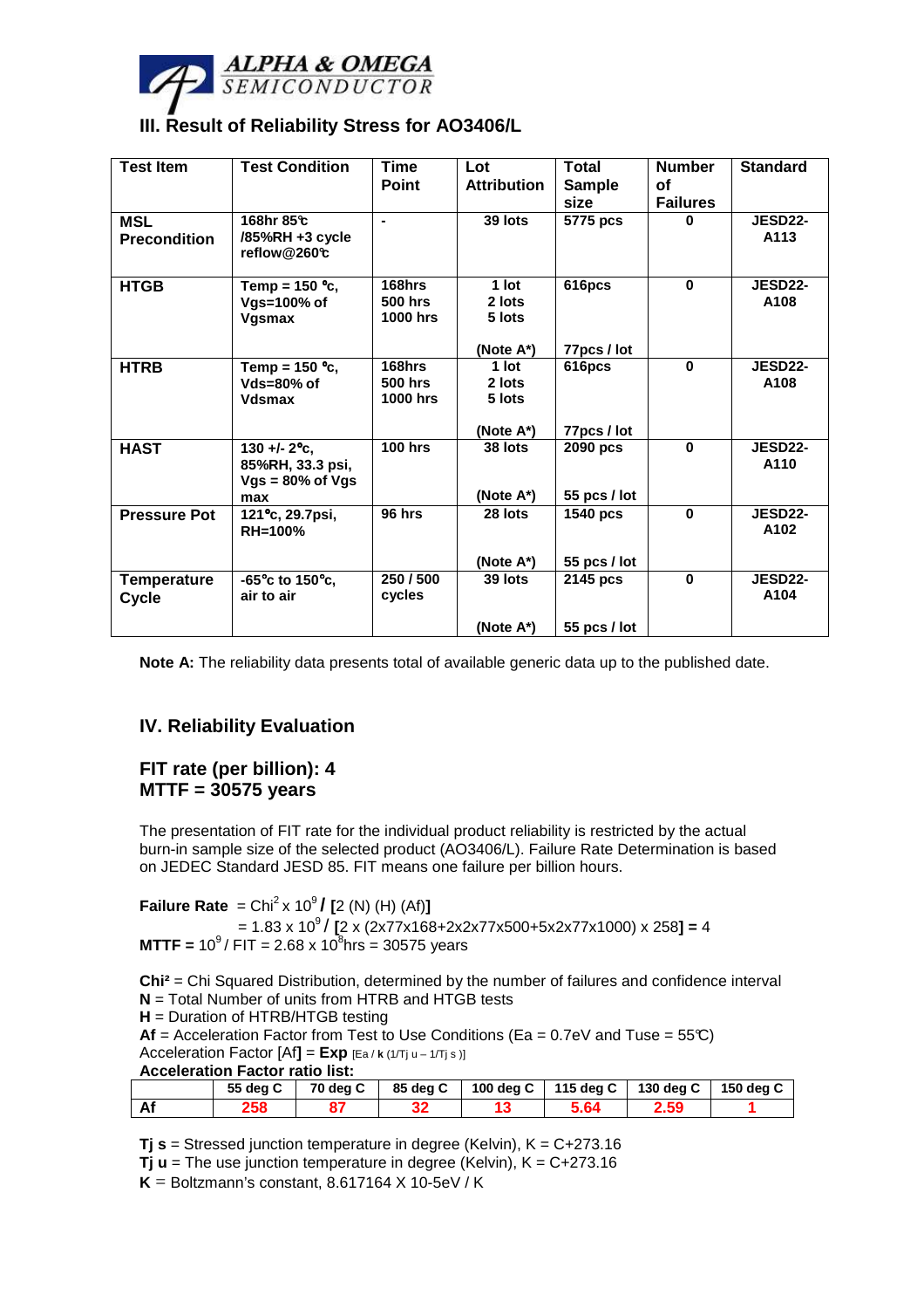## III. Result of Reliability Stress for AO3406/L

| Test Item | Test Condition | Time Point | Lot Attribution | Total Sample size | Number of Failures | Standard |
|---|---|---|---|---|---|---|
| MSL Precondition | 168hr 85℃ /85%RH +3 cycle reflow@260℃ | - | 39 lots | 5775 pcs | 0 | JESD22-A113 |
| HTGB | Temp = 150 °c, Vgs=100% of Vgsmax | 168hrs<br>500 hrs<br>1000 hrs | 1 lot<br>2 lots<br>5 lots<br><br>(Note A*) | 616pcs<br><br><br><br>77pcs / lot | 0 | JESD22-A108 |
| HTRB | Temp = 150 °c, Vds=80% of Vdsmax | 168hrs<br>500 hrs<br>1000 hrs | 1 lot<br>2 lots<br>5 lots<br><br>(Note A*) | 616pcs<br><br><br><br>77pcs / lot | 0 | JESD22-A108 |
| HAST | 130 +/- 2°c, 85%RH, 33.3 psi, Vgs = 80% of Vgs max | 100 hrs | 38 lots<br><br>(Note A*) | 2090 pcs<br><br>55 pcs / lot | 0 | JESD22-A110 |
| Pressure Pot | 121°c, 29.7psi, RH=100% | 96 hrs | 28 lots<br><br>(Note A*) | 1540 pcs<br><br>55 pcs / lot | 0 | JESD22-A102 |
| Temperature Cycle | -65°c to 150°c, air to air | 250 / 500 cycles | 39 lots<br><br>(Note A*) | 2145 pcs<br><br>55 pcs / lot | 0 | JESD22-A104 |

**Note A:** The reliability data presents total of available generic data up to the published date.

## IV. Reliability Evaluation

### FIT rate (per billion): 4
### MTTF = 30575 years

The presentation of FIT rate for the individual product reliability is restricted by the actual burn-in sample size of the selected product (AO3406/L). Failure Rate Determination is based on JEDEC Standard JESD 85. FIT means one failure per billion hours.

**Failure Rate** $= \text{Chi}^2 \times 10^9$ **/ [**2 (N) (H) (Af)**]**

$= 1.83 \times 10^9$ / **[**2 x (2x77x168+2x2x77x500+5x2x77x1000) x 258**] =** 4

**MTTF =** $10^9$ / FIT = $2.68 \times 10^8$ hrs = 30575 years

**Chi²** = Chi Squared Distribution, determined by the number of failures and confidence interval

**N** = Total Number of units from HTRB and HTGB tests

**H** = Duration of HTRB/HTGB testing

**Af** = Acceleration Factor from Test to Use Conditions (Ea = 0.7eV and Tuse = 55℃)

Acceleration Factor [Af**]** = **Exp** [Ea / **k** (1/Tj u – 1/Tj s )]

**Acceleration Factor ratio list:**

| | 55 deg C | 70 deg C | 85 deg C | 100 deg C | 115 deg C | 130 deg C | 150 deg C |
|---|---|---|---|---|---|---|---|
| **Af** | 258 | 87 | 32 | 13 | 5.64 | 2.59 | 1 |

**Tj s** = Stressed junction temperature in degree (Kelvin), K = C+273.16

**Tj u** = The use junction temperature in degree (Kelvin), K = C+273.16

**K** = Boltzmann's constant, 8.617164 X 10-5eV / K